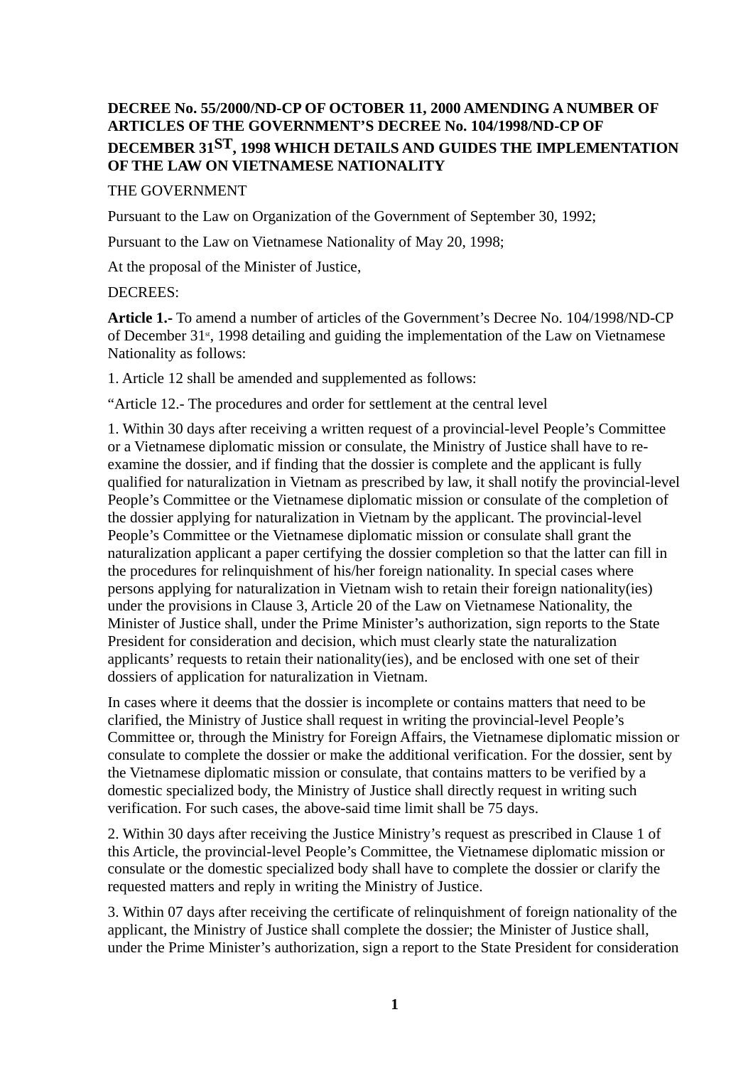**DECREE No. 55/2000/ND-CP OF OCTOBER 11, 2000 AMENDING A NUMBER OF ARTICLES OF THE GOVERNMENT'S DECREE No. 104/1998/ND-CP OF DECEMBER 31ST, 1998 WHICH DETAILS AND GUIDES THE IMPLEMENTATION OF THE LAW ON VIETNAMESE NATIONALITY**

THE GOVERNMENT

Pursuant to the Law on Organization of the Government of September 30, 1992;

Pursuant to the Law on Vietnamese Nationality of May 20, 1998;

At the proposal of the Minister of Justice,

DECREES:

**Article 1.-** To amend a number of articles of the Government's Decree No. 104/1998/ND-CP of December 31st, 1998 detailing and guiding the implementation of the Law on Vietnamese Nationality as follows:

1. Article 12 shall be amended and supplemented as follows:

"Article 12.- The procedures and order for settlement at the central level

1. Within 30 days after receiving a written request of a provincial-level People's Committee or a Vietnamese diplomatic mission or consulate, the Ministry of Justice shall have to re-examine the dossier, and if finding that the dossier is complete and the applicant is fully qualified for naturalization in Vietnam as prescribed by law, it shall notify the provincial-level People's Committee or the Vietnamese diplomatic mission or consulate of the completion of the dossier applying for naturalization in Vietnam by the applicant. The provincial-level People's Committee or the Vietnamese diplomatic mission or consulate shall grant the naturalization applicant a paper certifying the dossier completion so that the latter can fill in the procedures for relinquishment of his/her foreign nationality. In special cases where persons applying for naturalization in Vietnam wish to retain their foreign nationality(ies) under the provisions in Clause 3, Article 20 of the Law on Vietnamese Nationality, the Minister of Justice shall, under the Prime Minister's authorization, sign reports to the State President for consideration and decision, which must clearly state the naturalization applicants' requests to retain their nationality(ies), and be enclosed with one set of their dossiers of application for naturalization in Vietnam.

In cases where it deems that the dossier is incomplete or contains matters that need to be clarified, the Ministry of Justice shall request in writing the provincial-level People's Committee or, through the Ministry for Foreign Affairs, the Vietnamese diplomatic mission or consulate to complete the dossier or make the additional verification. For the dossier, sent by the Vietnamese diplomatic mission or consulate, that contains matters to be verified by a domestic specialized body, the Ministry of Justice shall directly request in writing such verification. For such cases, the above-said time limit shall be 75 days.

2. Within 30 days after receiving the Justice Ministry's request as prescribed in Clause 1 of this Article, the provincial-level People's Committee, the Vietnamese diplomatic mission or consulate or the domestic specialized body shall have to complete the dossier or clarify the requested matters and reply in writing the Ministry of Justice.

3. Within 07 days after receiving the certificate of relinquishment of foreign nationality of the applicant, the Ministry of Justice shall complete the dossier; the Minister of Justice shall, under the Prime Minister's authorization, sign a report to the State President for consideration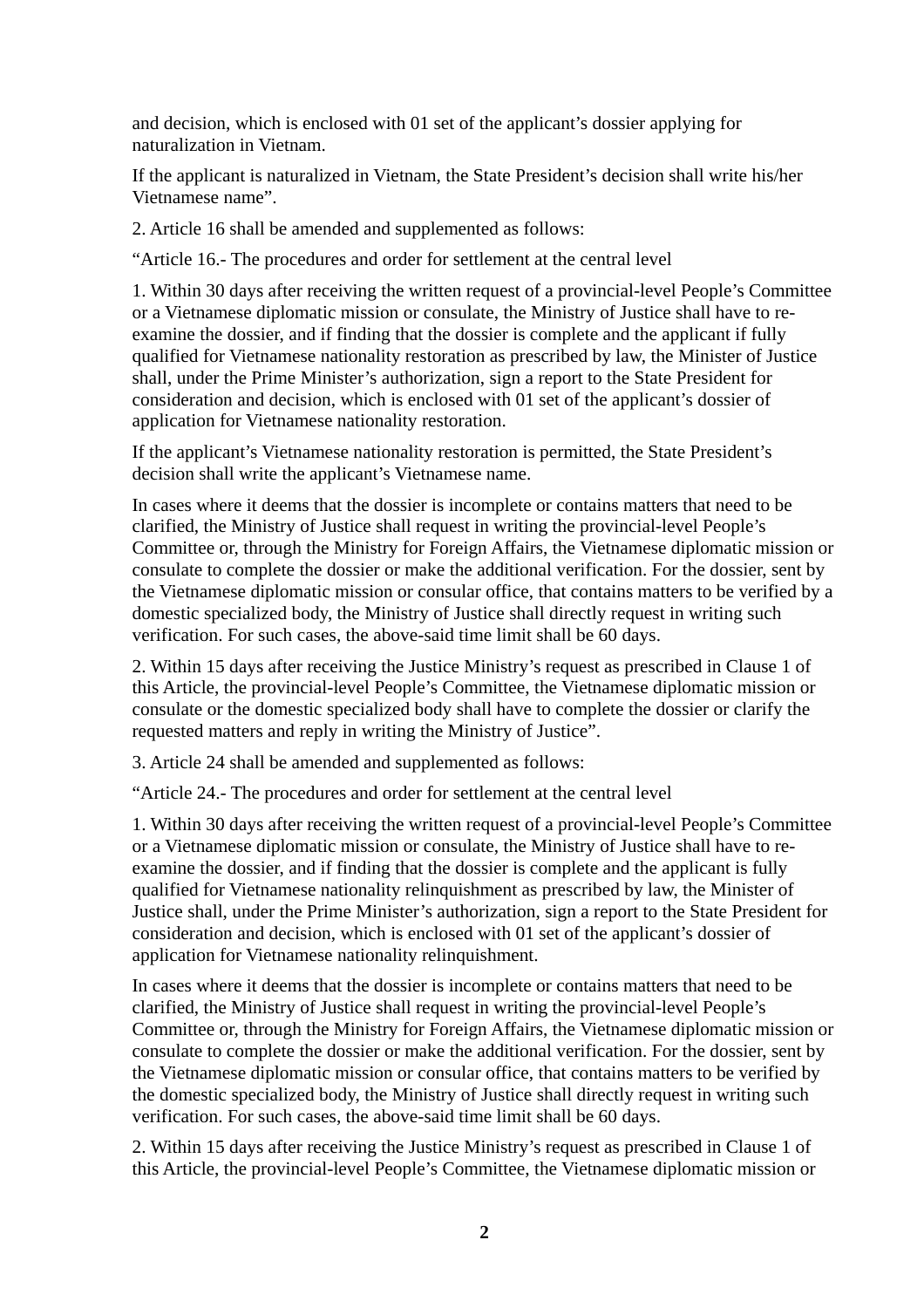and decision, which is enclosed with 01 set of the applicant’s dossier applying for naturalization in Vietnam.

If the applicant is naturalized in Vietnam, the State President’s decision shall write his/her Vietnamese name”.

2. Article 16 shall be amended and supplemented as follows:

“Article 16.- The procedures and order for settlement at the central level

1. Within 30 days after receiving the written request of a provincial-level People’s Committee or a Vietnamese diplomatic mission or consulate, the Ministry of Justice shall have to re-examine the dossier, and if finding that the dossier is complete and the applicant if fully qualified for Vietnamese nationality restoration as prescribed by law, the Minister of Justice shall, under the Prime Minister’s authorization, sign a report to the State President for consideration and decision, which is enclosed with 01 set of the applicant’s dossier of application for Vietnamese nationality restoration.

If the applicant’s Vietnamese nationality restoration is permitted, the State President’s decision shall write the applicant’s Vietnamese name.

In cases where it deems that the dossier is incomplete or contains matters that need to be clarified, the Ministry of Justice shall request in writing the provincial-level People’s Committee or, through the Ministry for Foreign Affairs, the Vietnamese diplomatic mission or consulate to complete the dossier or make the additional verification. For the dossier, sent by the Vietnamese diplomatic mission or consular office, that contains matters to be verified by a domestic specialized body, the Ministry of Justice shall directly request in writing such verification. For such cases, the above-said time limit shall be 60 days.

2. Within 15 days after receiving the Justice Ministry’s request as prescribed in Clause 1 of this Article, the provincial-level People’s Committee, the Vietnamese diplomatic mission or consulate or the domestic specialized body shall have to complete the dossier or clarify the requested matters and reply in writing the Ministry of Justice”.

3. Article 24 shall be amended and supplemented as follows:

“Article 24.- The procedures and order for settlement at the central level

1. Within 30 days after receiving the written request of a provincial-level People’s Committee or a Vietnamese diplomatic mission or consulate, the Ministry of Justice shall have to re-examine the dossier, and if finding that the dossier is complete and the applicant is fully qualified for Vietnamese nationality relinquishment as prescribed by law, the Minister of Justice shall, under the Prime Minister’s authorization, sign a report to the State President for consideration and decision, which is enclosed with 01 set of the applicant’s dossier of application for Vietnamese nationality relinquishment.

In cases where it deems that the dossier is incomplete or contains matters that need to be clarified, the Ministry of Justice shall request in writing the provincial-level People’s Committee or, through the Ministry for Foreign Affairs, the Vietnamese diplomatic mission or consulate to complete the dossier or make the additional verification. For the dossier, sent by the Vietnamese diplomatic mission or consular office, that contains matters to be verified by the domestic specialized body, the Ministry of Justice shall directly request in writing such verification. For such cases, the above-said time limit shall be 60 days.

2. Within 15 days after receiving the Justice Ministry’s request as prescribed in Clause 1 of this Article, the provincial-level People’s Committee, the Vietnamese diplomatic mission or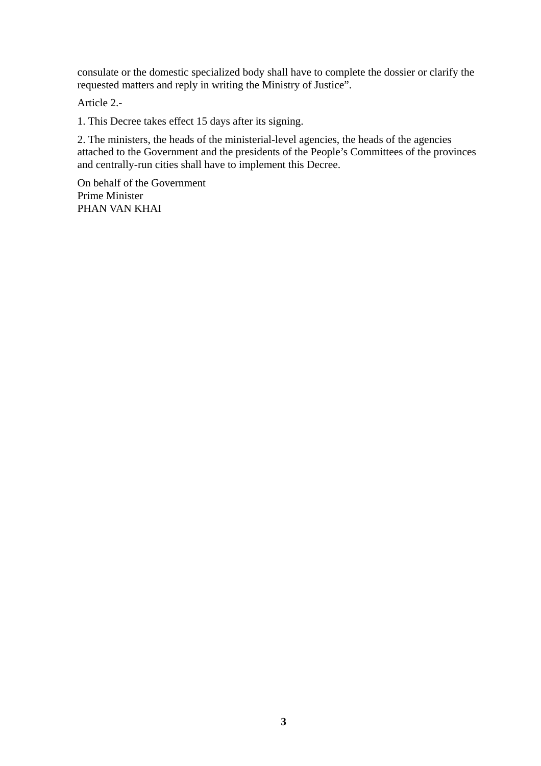consulate or the domestic specialized body shall have to complete the dossier or clarify the requested matters and reply in writing the Ministry of Justice".

Article 2.-

1. This Decree takes effect 15 days after its signing.

2. The ministers, the heads of the ministerial-level agencies, the heads of the agencies attached to the Government and the presidents of the People's Committees of the provinces and centrally-run cities shall have to implement this Decree.

On behalf of the Government
Prime Minister
PHAN VAN KHAI